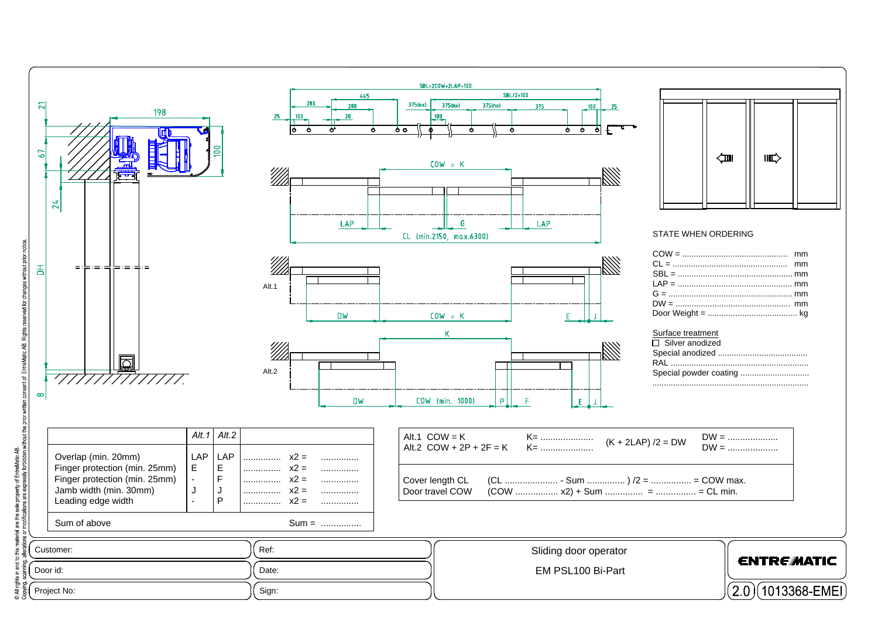STATE WHEN ORDERING

COW = ............................................. mm
CL = ................................................. mm
SBL = ................................................ mm
LAP = ................................................ mm
G = .................................................... mm
DW = ................................................. mm
Door Weight = ...................................... kg

Surface treatment

☐ Silver anodized
Special anodized ......................................
RAL ..........................................................
Special powder coating .............................
..................................................................

| | Alt.1 | Alt.2 | | | |
|---|---|---|---|---|---|
| Overlap (min. 20mm) | LAP | LAP | .............. | x2 = | .............. |
| Finger protection (min. 25mm) | E | E | .............. | x2 = | .............. |
| Finger protection (min. 25mm) | - | F | .............. | x2 = | .............. |
| Jamb width (min. 30mm) | J | J | .............. | x2 = | .............. |
| Leading edge width | - | P | .............. | x2 = | .............. |
| Sum of above | | | | Sum = | ................ |

| | | | |
|---|---|---|---|
| Alt.1 COW = K | K= ..................... | (K + 2LAP) /2 = DW | DW = .................... |
| Alt.2 COW + 2P + 2F = K | K= ..................... | | DW = .................... |
| Cover length CL | (CL ..................... - Sum .............. ) /2 = ................ = COW max. | | |
| Door travel COW | (COW ................. x2) + Sum .............. = ................ = CL min. | | |

Customer:
Ref:
Door id:
Date:
Project No:
Sign:

Sliding door operator

EM PSL100 Bi-Part

ENTREMATIC

2.0 1013368-EMEI

© All rights in and to this material are the sole property of EntreMatic AB. Copying, scanning, alterations or modifications are expressly forbidden without the prior written consent of EntreMatic AB. Rights reserved for changes without prior notice.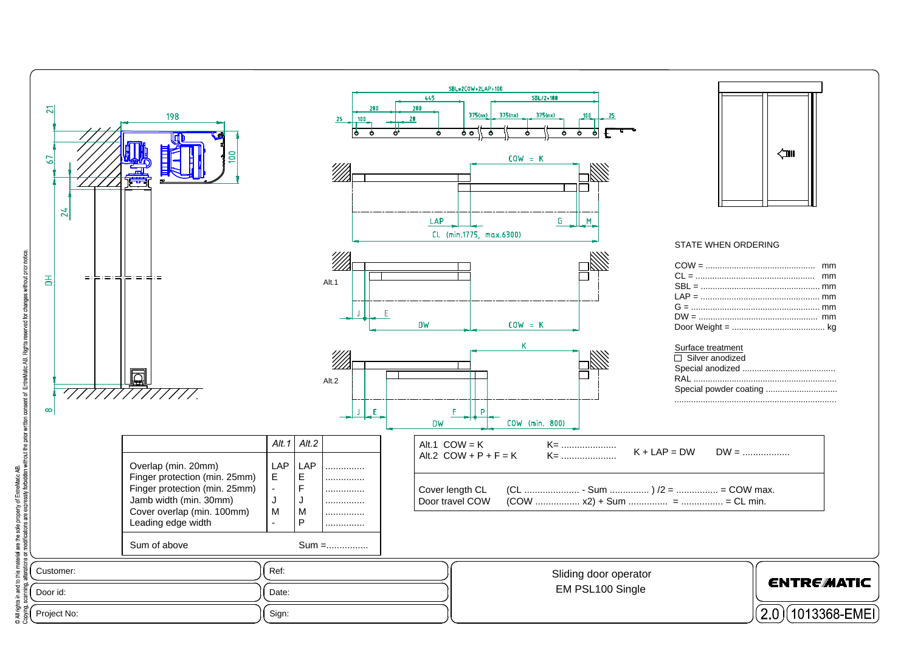SBL=2COW+2LAP+100

445 | SBL/2+100

280 | 280

25 | 100 | 20 | 375(nx) | 375(nx) | 375(nx) | 100 | 25

COW = K

LAP | G | M

CL (min.1775, max.6300)

Alt.1

J | E

DW | COW = K

K

Alt.2

J | E | F | P

DW | COW (min. 800)

21 | 198 | 67 | 100 | 24 | DH | 8

STATE WHEN ORDERING

COW = .............................................. mm
CL = .................................................. mm
SBL = .................................................. mm
LAP = .................................................. mm
G = ...................................................... mm
DW = .................................................. mm
Door Weight = ....................................... kg

Surface treatment
☐ Silver anodized
Special anodized .......................................
RAL ..........................................................
Special powder coating .............................
...................................................................

| | *Alt.1* | *Alt.2* | |
|---|---|---|---|
| Overlap (min. 20mm) | LAP | LAP | .............. |
| Finger protection (min. 25mm) | E | E | .............. |
| Finger protection (min. 25mm) | - | F | .............. |
| Jamb width (min. 30mm) | J | J | .............. |
| Cover overlap (min. 100mm) | M | M | .............. |
| Leading edge width | - | P | .............. |
| Sum of above | | Sum =............... | |

| | | | |
|---|---|---|---|
| Alt.1 COW = K | K= ..................... | K + LAP = DW | DW = .................. |
| Alt.2 COW + P + F = K | K= ..................... | | |
| Cover length CL | (CL ..................... - Sum .............. ) /2 = ................ = COW max. | | |
| Door travel COW | (COW ................. x2) + Sum .............. = ................ = CL min. | | |

| | | |
|---|---|---|
| Customer: | Ref: | Sliding door operator EM PSL100 Single |
| Door id: | Date: | |
| Project No: | Sign: | |

ENTREMATIC

2.0 | 1013368-EMEI

© All rights in and to this material are the sole property of EntreMatic AB. Copying, scanning, alterations or modifications are expressly forbidden without the prior written consent of EntreMatic AB. Rights reserved for changes without prior notice.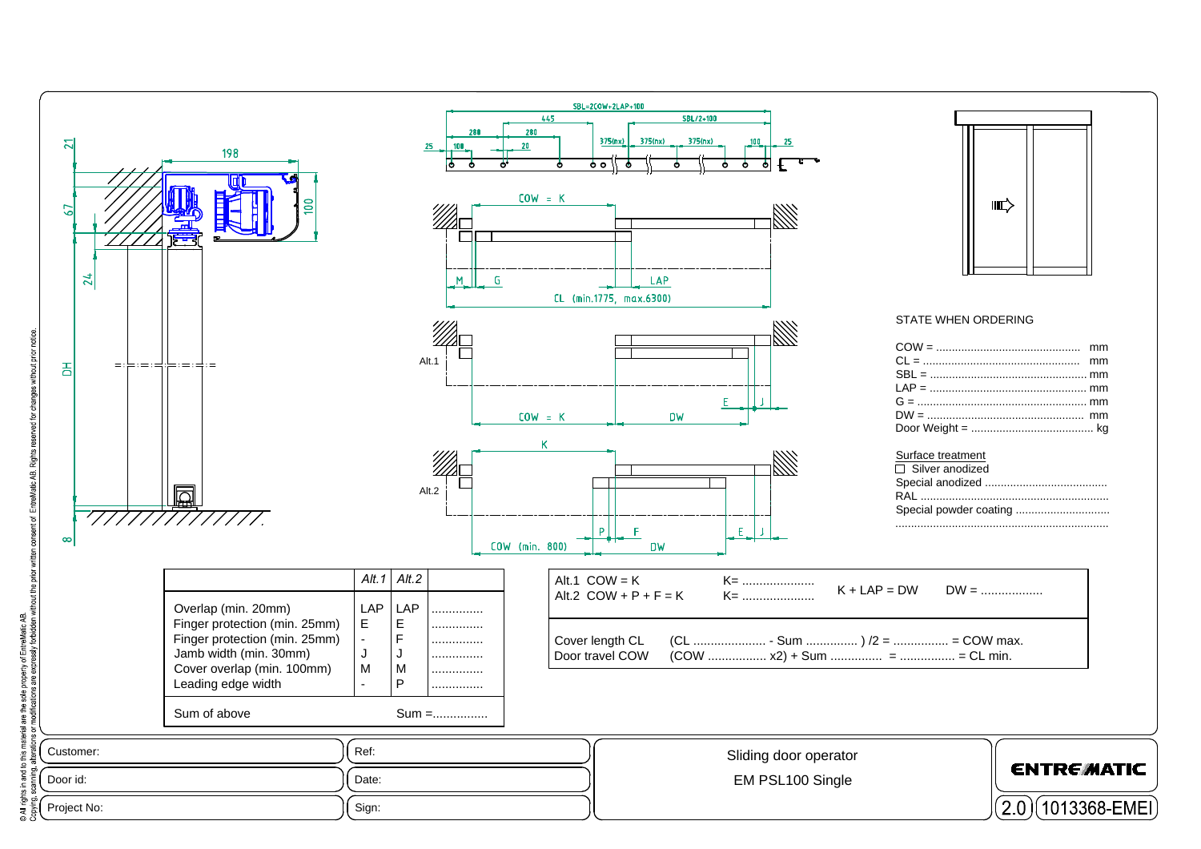STATE WHEN ORDERING

COW = ............................................. mm
CL = ................................................. mm
SBL = ................................................ mm
LAP = ................................................ mm
G = ................................................... mm
DW = ................................................. mm
Door Weight = ....................................... kg

Surface treatment

☐ Silver anodized
Special anodized ......................................
RAL ...........................................................
Special powder coating .............................
...................................................................

| | *Alt.1* | *Alt.2* | |
|---|---|---|---|
| Overlap (min. 20mm) | LAP | LAP | .............. |
| Finger protection (min. 25mm) | E | E | .............. |
| Finger protection (min. 25mm) | - | F | .............. |
| Jamb width (min. 30mm) | J | J | .............. |
| Cover overlap (min. 100mm) | M | M | .............. |
| Leading edge width | - | P | .............. |
| Sum of above | | Sum =................ | |

Alt.1 COW = K  K= .....................
Alt.2 COW + P + F = K  K= .....................

K + LAP = DW  DW = ..................

Cover length CL (CL ..................... - Sum ............... ) /2 = ................ = COW max.
Door travel COW (COW ................. x2) + Sum ............... = ................ = CL min.

| | | |
|---|---|---|
| Customer: | Ref: | Sliding door operator |
| Door id: | Date: | EM PSL100 Single |
| Project No: | Sign: | |

ENTREMATIC

2.0 | 1013368-EMEI

© All rights in and to this material are the sole property of EntreMatic AB. Copying, scanning, alterations or modifications are expressly forbidden without the prior written consent of EntreMatic AB. Rights reserved for changes without prior notice.